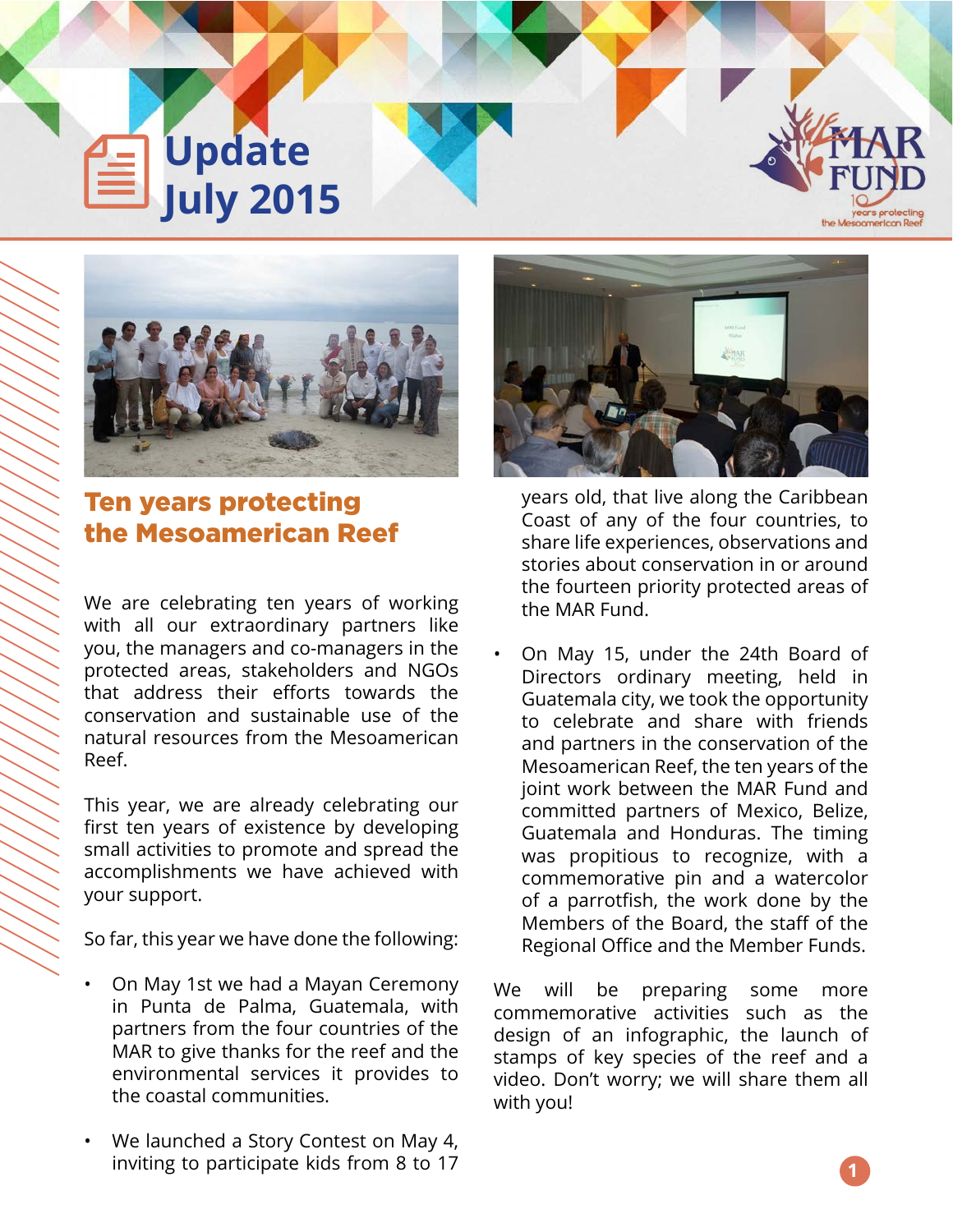# Update July 2015

## Ten years protecting the Mesoamerican Reef

We are celebrating ten years of working with all our extraordinary partners like you, the managers and co-managers in the protected areas, stakeholders and NGOs that address their efforts towards the conservation and sustainable use of the natural resources from the Mesoamerican Reef.

This year, we are already celebrating our first ten years of existence by developing small activities to promote and spread the accomplishments we have achieved with your support.

So far, this year we have done the following:

- On May 1st we had a Mayan Ceremony in Punta de Palma, Guatemala, with partners from the four countries of the MAR to give thanks for the reef and the environmental services it provides to the coastal communities.
- We launched a Story Contest on May 4, inviting to participate kids from 8 to 17 years old, that live along the Caribbean Coast of any of the four countries, to share life experiences, observations and stories about conservation in or around the fourteen priority protected areas of the MAR Fund.
- On May 15, under the 24th Board of Directors ordinary meeting, held in Guatemala city, we took the opportunity to celebrate and share with friends and partners in the conservation of the Mesoamerican Reef, the ten years of the joint work between the MAR Fund and committed partners of Mexico, Belize, Guatemala and Honduras. The timing was propitious to recognize, with a commemorative pin and a watercolor of a parrotfish, the work done by the Members of the Board, the staff of the Regional Office and the Member Funds.

We will be preparing some more commemorative activities such as the design of an infographic, the launch of stamps of key species of the reef and a video. Don't worry; we will share them all with you!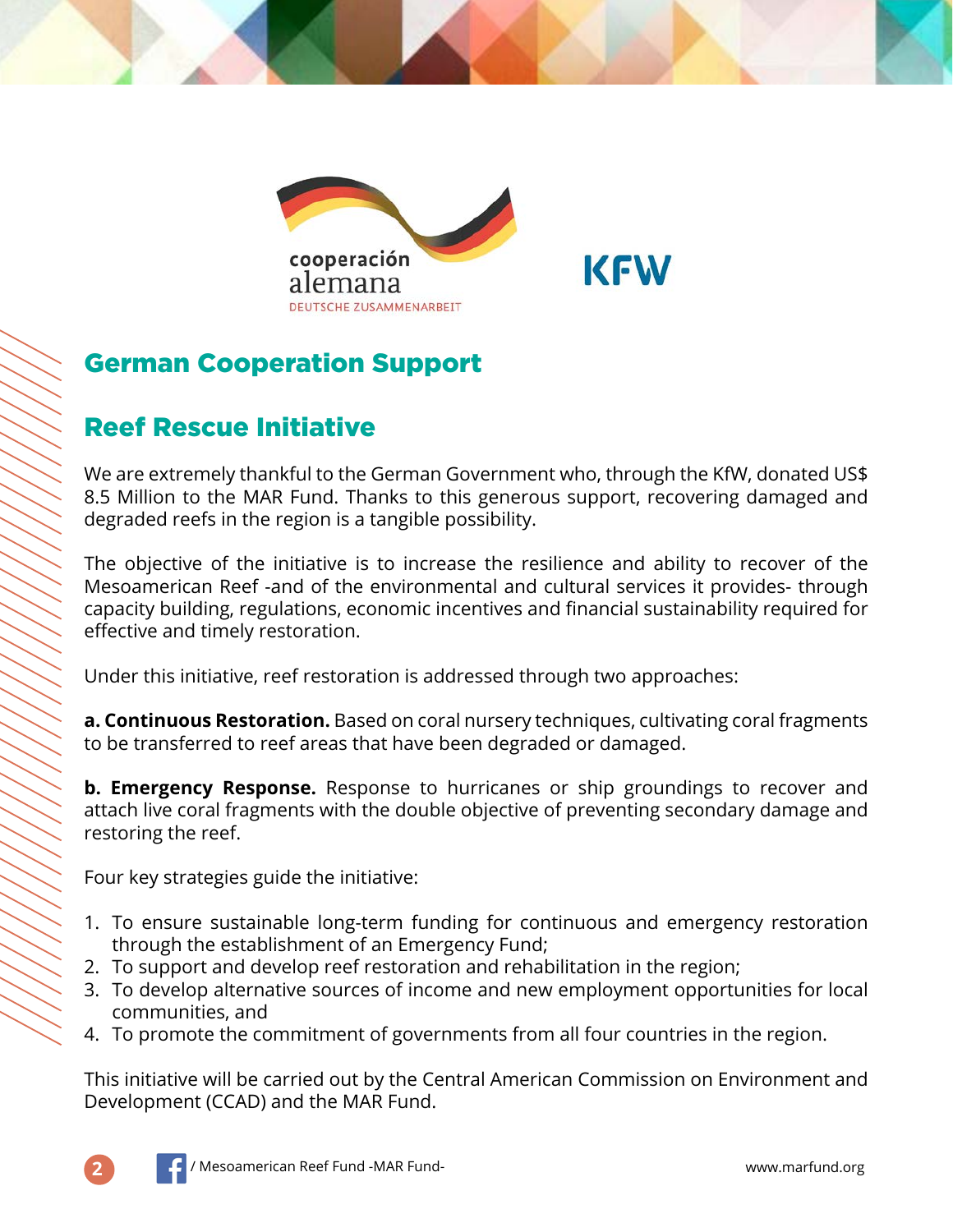## German Cooperation Support

## Reef Rescue Initiative

We are extremely thankful to the German Government who, through the KfW, donated US$ 8.5 Million to the MAR Fund. Thanks to this generous support, recovering damaged and degraded reefs in the region is a tangible possibility.

The objective of the initiative is to increase the resilience and ability to recover of the Mesoamerican Reef -and of the environmental and cultural services it provides- through capacity building, regulations, economic incentives and financial sustainability required for effective and timely restoration.

Under this initiative, reef restoration is addressed through two approaches:

**a. Continuous Restoration.** Based on coral nursery techniques, cultivating coral fragments to be transferred to reef areas that have been degraded or damaged.

**b. Emergency Response.** Response to hurricanes or ship groundings to recover and attach live coral fragments with the double objective of preventing secondary damage and restoring the reef.

Four key strategies guide the initiative:

1. To ensure sustainable long-term funding for continuous and emergency restoration through the establishment of an Emergency Fund;
2. To support and develop reef restoration and rehabilitation in the region;
3. To develop alternative sources of income and new employment opportunities for local communities, and
4. To promote the commitment of governments from all four countries in the region.

This initiative will be carried out by the Central American Commission on Environment and Development (CCAD) and the MAR Fund.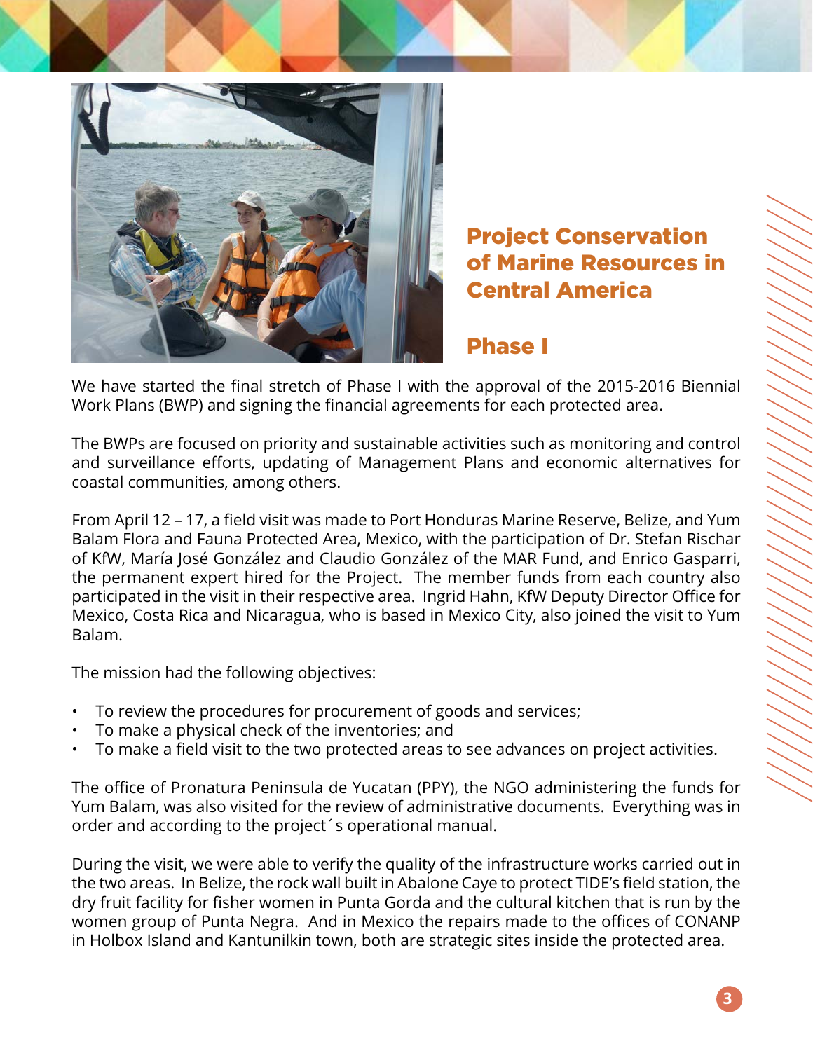# Project Conservation of Marine Resources in Central America

## Phase I

We have started the final stretch of Phase I with the approval of the 2015-2016 Biennial Work Plans (BWP) and signing the financial agreements for each protected area.

The BWPs are focused on priority and sustainable activities such as monitoring and control and surveillance efforts, updating of Management Plans and economic alternatives for coastal communities, among others.

From April 12 – 17, a field visit was made to Port Honduras Marine Reserve, Belize, and Yum Balam Flora and Fauna Protected Area, Mexico, with the participation of Dr. Stefan Rischar of KfW, María José González and Claudio González of the MAR Fund, and Enrico Gasparri, the permanent expert hired for the Project. The member funds from each country also participated in the visit in their respective area. Ingrid Hahn, KfW Deputy Director Office for Mexico, Costa Rica and Nicaragua, who is based in Mexico City, also joined the visit to Yum Balam.

The mission had the following objectives:

- To review the procedures for procurement of goods and services;
- To make a physical check of the inventories; and
- To make a field visit to the two protected areas to see advances on project activities.

The office of Pronatura Peninsula de Yucatan (PPY), the NGO administering the funds for Yum Balam, was also visited for the review of administrative documents. Everything was in order and according to the project´s operational manual.

During the visit, we were able to verify the quality of the infrastructure works carried out in the two areas. In Belize, the rock wall built in Abalone Caye to protect TIDE's field station, the dry fruit facility for fisher women in Punta Gorda and the cultural kitchen that is run by the women group of Punta Negra. And in Mexico the repairs made to the offices of CONANP in Holbox Island and Kantunilkin town, both are strategic sites inside the protected area.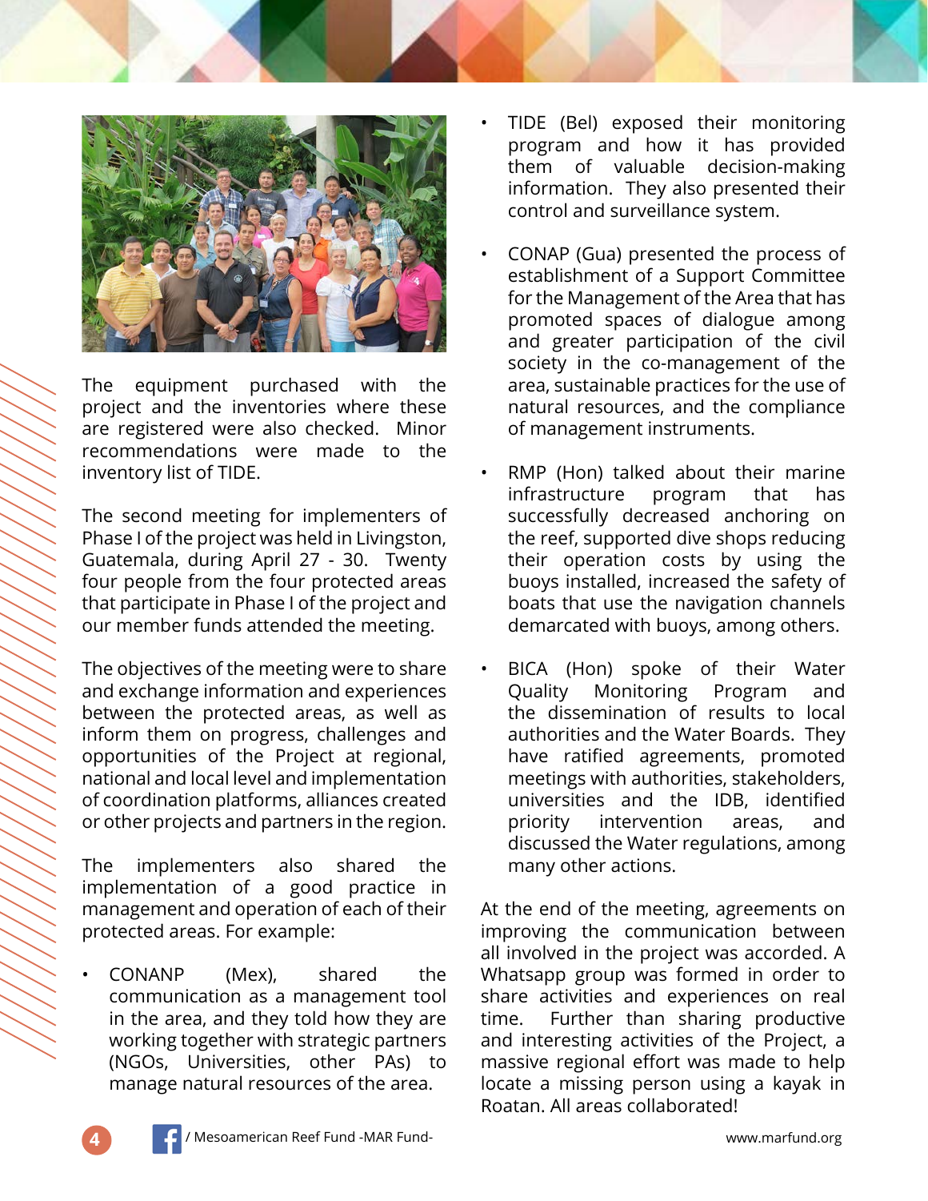The equipment purchased with the project and the inventories where these are registered were also checked. Minor recommendations were made to the inventory list of TIDE.

The second meeting for implementers of Phase I of the project was held in Livingston, Guatemala, during April 27 - 30. Twenty four people from the four protected areas that participate in Phase I of the project and our member funds attended the meeting.

The objectives of the meeting were to share and exchange information and experiences between the protected areas, as well as inform them on progress, challenges and opportunities of the Project at regional, national and local level and implementation of coordination platforms, alliances created or other projects and partners in the region.

The implementers also shared the implementation of a good practice in management and operation of each of their protected areas. For example:

- CONANP (Mex), shared the communication as a management tool in the area, and they told how they are working together with strategic partners (NGOs, Universities, other PAs) to manage natural resources of the area.
- TIDE (Bel) exposed their monitoring program and how it has provided them of valuable decision-making information. They also presented their control and surveillance system.
- CONAP (Gua) presented the process of establishment of a Support Committee for the Management of the Area that has promoted spaces of dialogue among and greater participation of the civil society in the co-management of the area, sustainable practices for the use of natural resources, and the compliance of management instruments.
- RMP (Hon) talked about their marine infrastructure program that has successfully decreased anchoring on the reef, supported dive shops reducing their operation costs by using the buoys installed, increased the safety of boats that use the navigation channels demarcated with buoys, among others.
- BICA (Hon) spoke of their Water Quality Monitoring Program and the dissemination of results to local authorities and the Water Boards. They have ratified agreements, promoted meetings with authorities, stakeholders, universities and the IDB, identified priority intervention areas, and discussed the Water regulations, among many other actions.

At the end of the meeting, agreements on improving the communication between all involved in the project was accorded. A Whatsapp group was formed in order to share activities and experiences on real time. Further than sharing productive and interesting activities of the Project, a massive regional effort was made to help locate a missing person using a kayak in Roatan. All areas collaborated!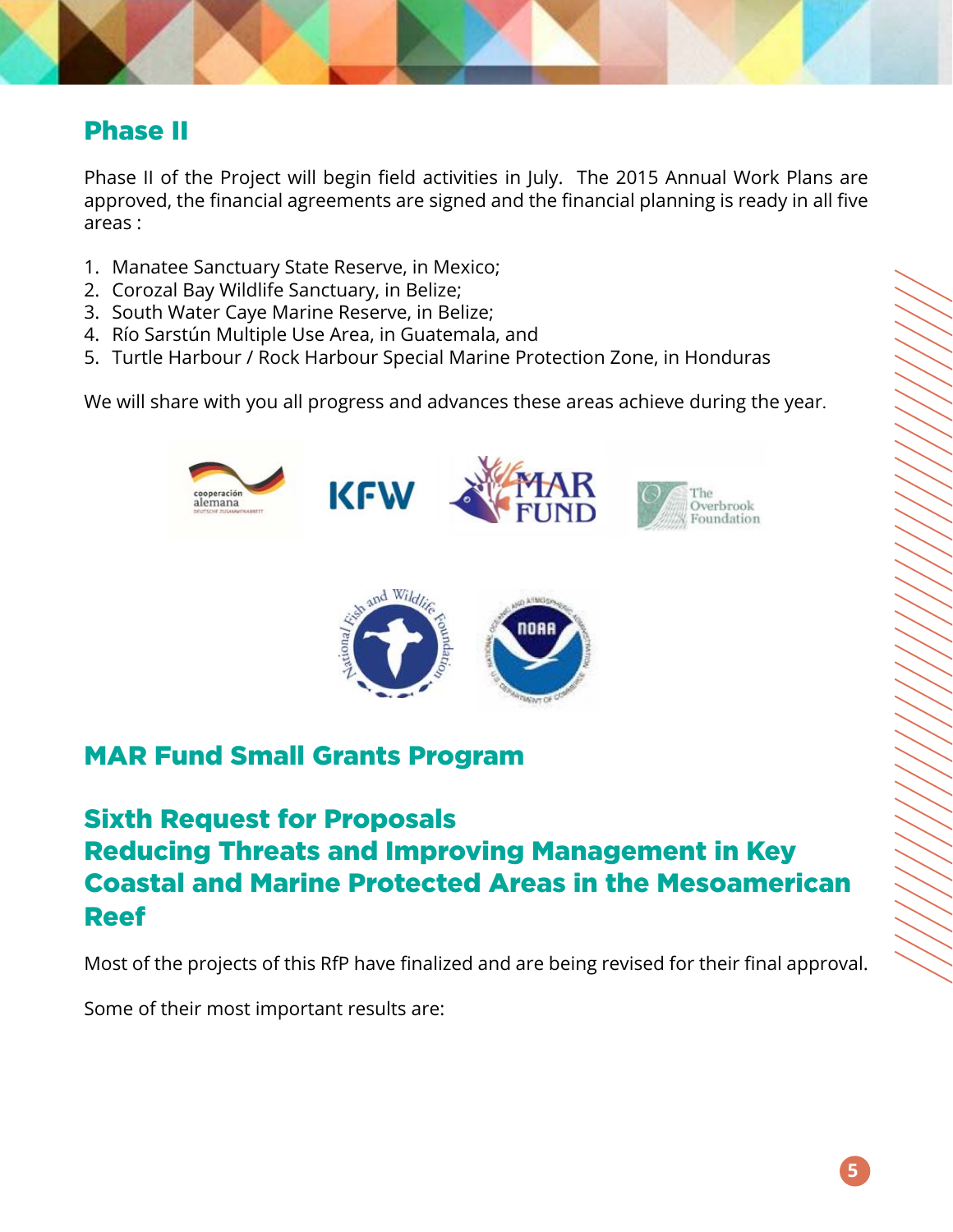## Phase II

Phase II of the Project will begin field activities in July. The 2015 Annual Work Plans are approved, the financial agreements are signed and the financial planning is ready in all five areas :

1. Manatee Sanctuary State Reserve, in Mexico;
2. Corozal Bay Wildlife Sanctuary, in Belize;
3. South Water Caye Marine Reserve, in Belize;
4. Río Sarstún Multiple Use Area, in Guatemala, and
5. Turtle Harbour / Rock Harbour Special Marine Protection Zone, in Honduras

We will share with you all progress and advances these areas achieve during the year.

## MAR Fund Small Grants Program

## Sixth Request for Proposals
## Reducing Threats and Improving Management in Key Coastal and Marine Protected Areas in the Mesoamerican Reef

Most of the projects of this RfP have finalized and are being revised for their final approval.

Some of their most important results are: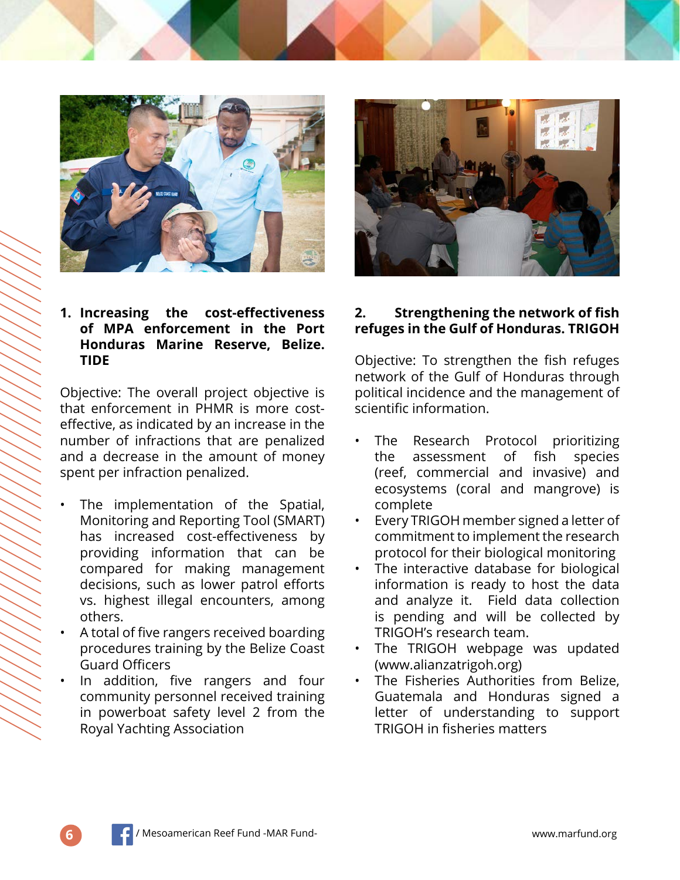## 1. Increasing the cost-effectiveness of MPA enforcement in the Port Honduras Marine Reserve, Belize. TIDE

Objective: The overall project objective is that enforcement in PHMR is more cost-effective, as indicated by an increase in the number of infractions that are penalized and a decrease in the amount of money spent per infraction penalized.

- The implementation of the Spatial, Monitoring and Reporting Tool (SMART) has increased cost-effectiveness by providing information that can be compared for making management decisions, such as lower patrol efforts vs. highest illegal encounters, among others.
- A total of five rangers received boarding procedures training by the Belize Coast Guard Officers
- In addition, five rangers and four community personnel received training in powerboat safety level 2 from the Royal Yachting Association

## 2. Strengthening the network of fish refuges in the Gulf of Honduras. TRIGOH

Objective: To strengthen the fish refuges network of the Gulf of Honduras through political incidence and the management of scientific information.

- The Research Protocol prioritizing the assessment of fish species (reef, commercial and invasive) and ecosystems (coral and mangrove) is complete
- Every TRIGOH member signed a letter of commitment to implement the research protocol for their biological monitoring
- The interactive database for biological information is ready to host the data and analyze it. Field data collection is pending and will be collected by TRIGOH's research team.
- The TRIGOH webpage was updated (www.alianzatrigoh.org)
- The Fisheries Authorities from Belize, Guatemala and Honduras signed a letter of understanding to support TRIGOH in fisheries matters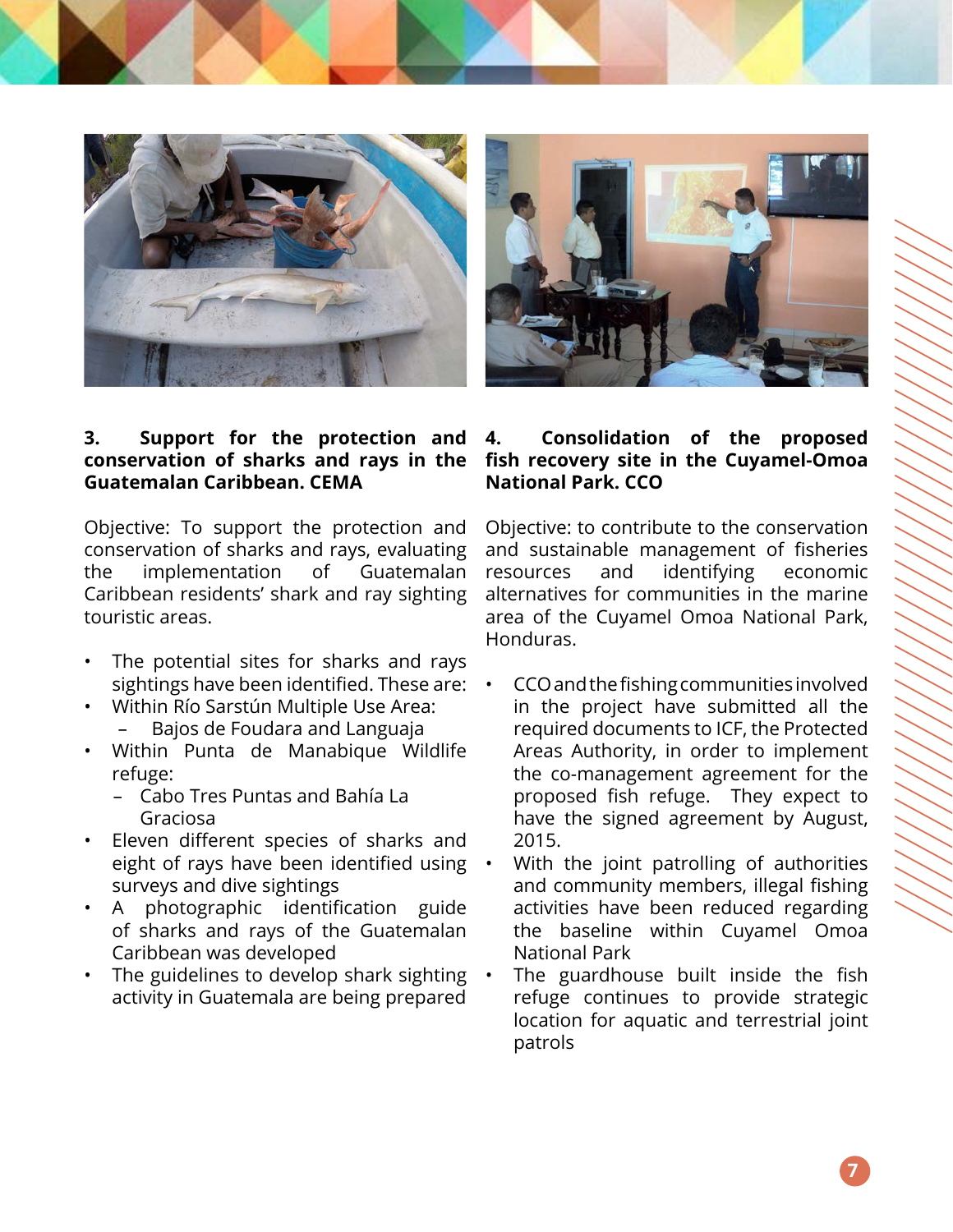### 3. Support for the protection and conservation of sharks and rays in the Guatemalan Caribbean. CEMA

Objective: To support the protection and conservation of sharks and rays, evaluating the implementation of Guatemalan Caribbean residents' shark and ray sighting touristic areas.

- The potential sites for sharks and rays sightings have been identified. These are:
- Within Río Sarstún Multiple Use Area:
  - Bajos de Foudara and Languaja
- Within Punta de Manabique Wildlife refuge:
  - Cabo Tres Puntas and Bahía La Graciosa
- Eleven different species of sharks and eight of rays have been identified using surveys and dive sightings
- A photographic identification guide of sharks and rays of the Guatemalan Caribbean was developed
- The guidelines to develop shark sighting activity in Guatemala are being prepared

### 4. Consolidation of the proposed fish recovery site in the Cuyamel-Omoa National Park. CCO

Objective: to contribute to the conservation and sustainable management of fisheries resources and identifying economic alternatives for communities in the marine area of the Cuyamel Omoa National Park, Honduras.

- CCO and the fishing communities involved in the project have submitted all the required documents to ICF, the Protected Areas Authority, in order to implement the co-management agreement for the proposed fish refuge. They expect to have the signed agreement by August, 2015.
- With the joint patrolling of authorities and community members, illegal fishing activities have been reduced regarding the baseline within Cuyamel Omoa National Park
- The guardhouse built inside the fish refuge continues to provide strategic location for aquatic and terrestrial joint patrols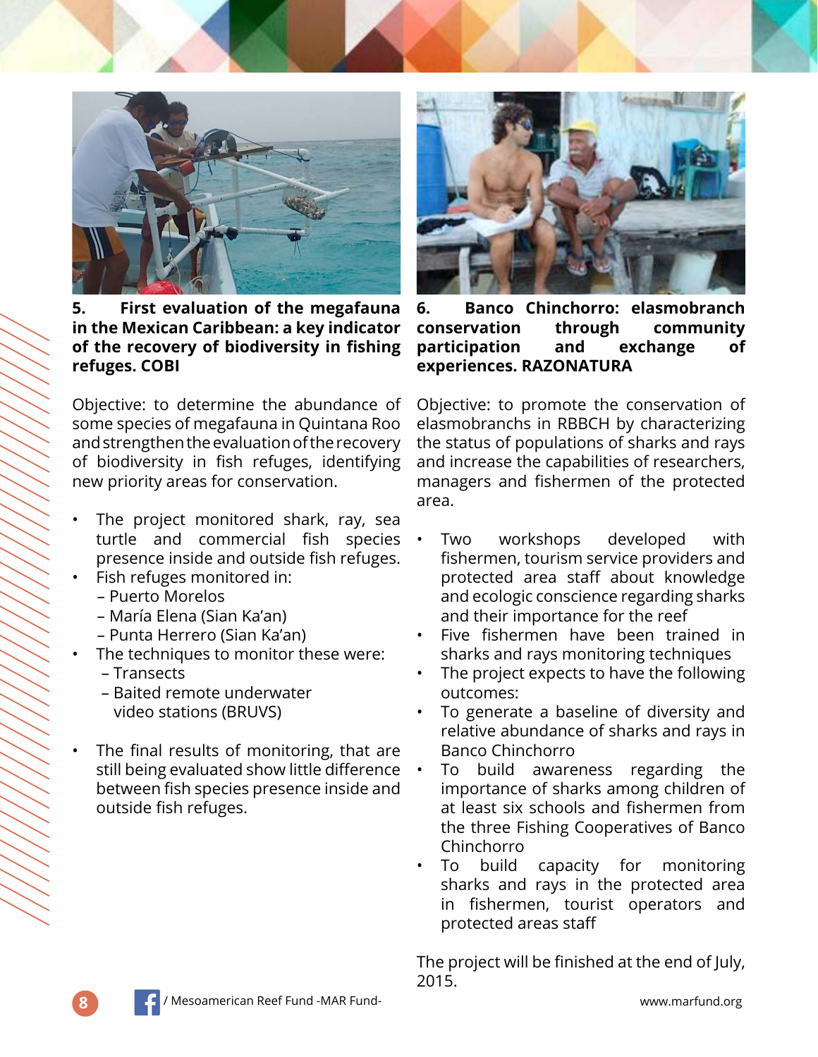**5. First evaluation of the megafauna in the Mexican Caribbean: a key indicator of the recovery of biodiversity in fishing refuges. COBI**

Objective: to determine the abundance of some species of megafauna in Quintana Roo and strengthen the evaluation of the recovery of biodiversity in fish refuges, identifying new priority areas for conservation.

- The project monitored shark, ray, sea turtle and commercial fish species presence inside and outside fish refuges.
- Fish refuges monitored in:
  - Puerto Morelos
  - María Elena (Sian Ka'an)
  - Punta Herrero (Sian Ka'an)
- The techniques to monitor these were:
  - Transects
  - Baited remote underwater video stations (BRUVS)
- The final results of monitoring, that are still being evaluated show little difference between fish species presence inside and outside fish refuges.

**6. Banco Chinchorro: elasmobranch conservation through community participation and exchange of experiences. RAZONATURA**

Objective: to promote the conservation of elasmobranchs in RBBCH by characterizing the status of populations of sharks and rays and increase the capabilities of researchers, managers and fishermen of the protected area.

- Two workshops developed with fishermen, tourism service providers and protected area staff about knowledge and ecologic conscience regarding sharks and their importance for the reef
- Five fishermen have been trained in sharks and rays monitoring techniques
- The project expects to have the following outcomes:
- To generate a baseline of diversity and relative abundance of sharks and rays in Banco Chinchorro
- To build awareness regarding the importance of sharks among children of at least six schools and fishermen from the three Fishing Cooperatives of Banco Chinchorro
- To build capacity for monitoring sharks and rays in the protected area in fishermen, tourist operators and protected areas staff

The project will be finished at the end of July, 2015.

/ Mesoamerican Reef Fund -MAR Fund-

www.marfund.org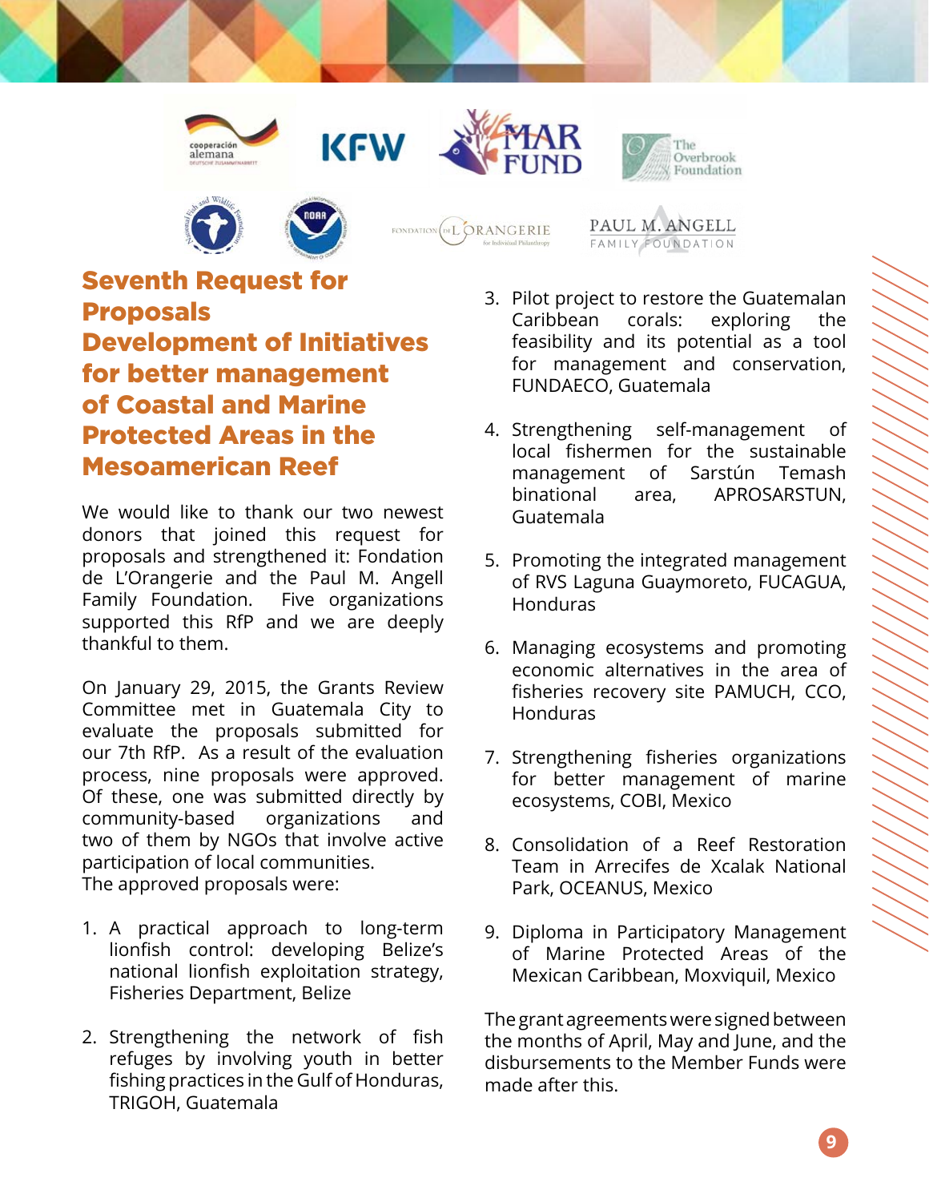# Seventh Request for Proposals Development of Initiatives for better management of Coastal and Marine Protected Areas in the Mesoamerican Reef

We would like to thank our two newest donors that joined this request for proposals and strengthened it: Fondation de L'Orangerie and the Paul M. Angell Family Foundation. Five organizations supported this RfP and we are deeply thankful to them.

On January 29, 2015, the Grants Review Committee met in Guatemala City to evaluate the proposals submitted for our 7th RfP. As a result of the evaluation process, nine proposals were approved. Of these, one was submitted directly by community-based organizations and two of them by NGOs that involve active participation of local communities.
The approved proposals were:

1. A practical approach to long-term lionfish control: developing Belize's national lionfish exploitation strategy, Fisheries Department, Belize
2. Strengthening the network of fish refuges by involving youth in better fishing practices in the Gulf of Honduras, TRIGOH, Guatemala
3. Pilot project to restore the Guatemalan Caribbean corals: exploring the feasibility and its potential as a tool for management and conservation, FUNDAECO, Guatemala
4. Strengthening self-management of local fishermen for the sustainable management of Sarstún Temash binational area, APROSARSTUN, Guatemala
5. Promoting the integrated management of RVS Laguna Guaymoreto, FUCAGUA, Honduras
6. Managing ecosystems and promoting economic alternatives in the area of fisheries recovery site PAMUCH, CCO, Honduras
7. Strengthening fisheries organizations for better management of marine ecosystems, COBI, Mexico
8. Consolidation of a Reef Restoration Team in Arrecifes de Xcalak National Park, OCEANUS, Mexico
9. Diploma in Participatory Management of Marine Protected Areas of the Mexican Caribbean, Moxviquil, Mexico

The grant agreements were signed between the months of April, May and June, and the disbursements to the Member Funds were made after this.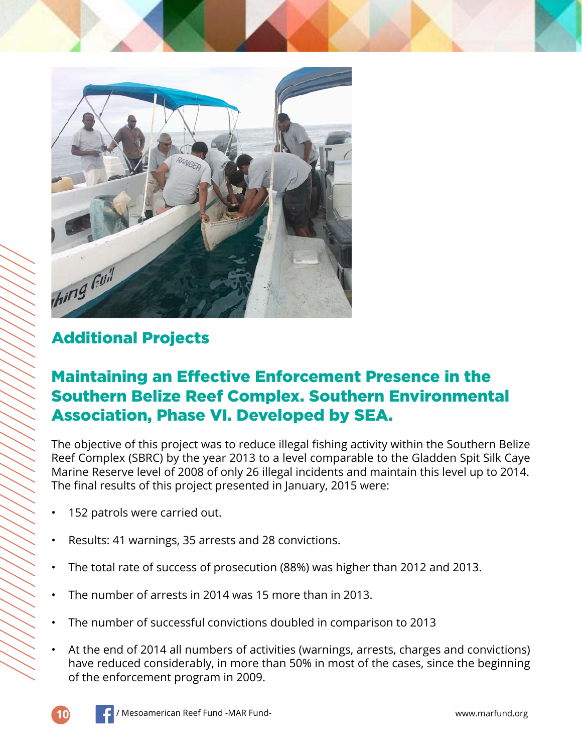## Additional Projects

### Maintaining an Effective Enforcement Presence in the Southern Belize Reef Complex. Southern Environmental Association, Phase VI. Developed by SEA.

The objective of this project was to reduce illegal fishing activity within the Southern Belize Reef Complex (SBRC) by the year 2013 to a level comparable to the Gladden Spit Silk Caye Marine Reserve level of 2008 of only 26 illegal incidents and maintain this level up to 2014. The final results of this project presented in January, 2015 were:

- 152 patrols were carried out.
- Results: 41 warnings, 35 arrests and 28 convictions.
- The total rate of success of prosecution (88%) was higher than 2012 and 2013.
- The number of arrests in 2014 was 15 more than in 2013.
- The number of successful convictions doubled in comparison to 2013
- At the end of 2014 all numbers of activities (warnings, arrests, charges and convictions) have reduced considerably, in more than 50% in most of the cases, since the beginning of the enforcement program in 2009.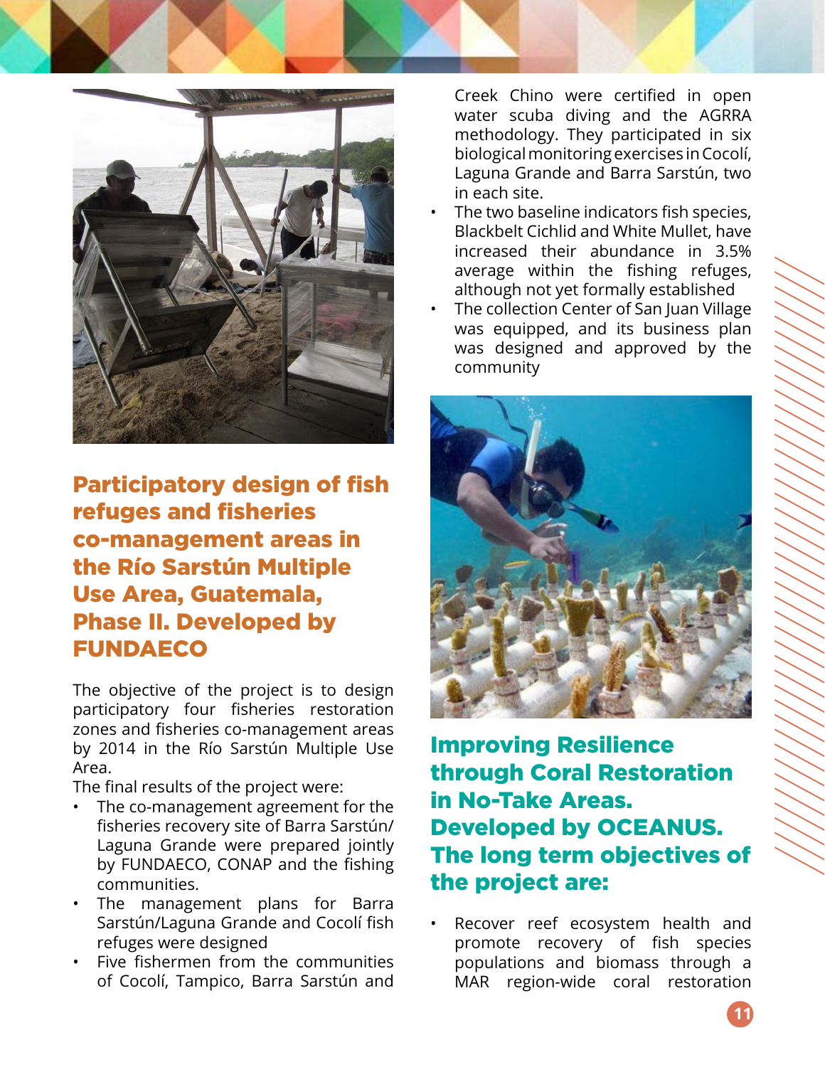## Participatory design of fish refuges and fisheries co-management areas in the Río Sarstún Multiple Use Area, Guatemala, Phase II. Developed by FUNDAECO

The objective of the project is to design participatory four fisheries restoration zones and fisheries co-management areas by 2014 in the Río Sarstún Multiple Use Area.

The final results of the project were:

- The co-management agreement for the fisheries recovery site of Barra Sarstún/ Laguna Grande were prepared jointly by FUNDAECO, CONAP and the fishing communities.
- The management plans for Barra Sarstún/Laguna Grande and Cocolí fish refuges were designed
- Five fishermen from the communities of Cocolí, Tampico, Barra Sarstún and Creek Chino were certified in open water scuba diving and the AGRRA methodology. They participated in six biological monitoring exercises in Cocolí, Laguna Grande and Barra Sarstún, two in each site.
- The two baseline indicators fish species, Blackbelt Cichlid and White Mullet, have increased their abundance in 3.5% average within the fishing refuges, although not yet formally established
- The collection Center of San Juan Village was equipped, and its business plan was designed and approved by the community

## Improving Resilience through Coral Restoration in No-Take Areas. Developed by OCEANUS. The long term objectives of the project are:

- Recover reef ecosystem health and promote recovery of fish species populations and biomass through a MAR region-wide coral restoration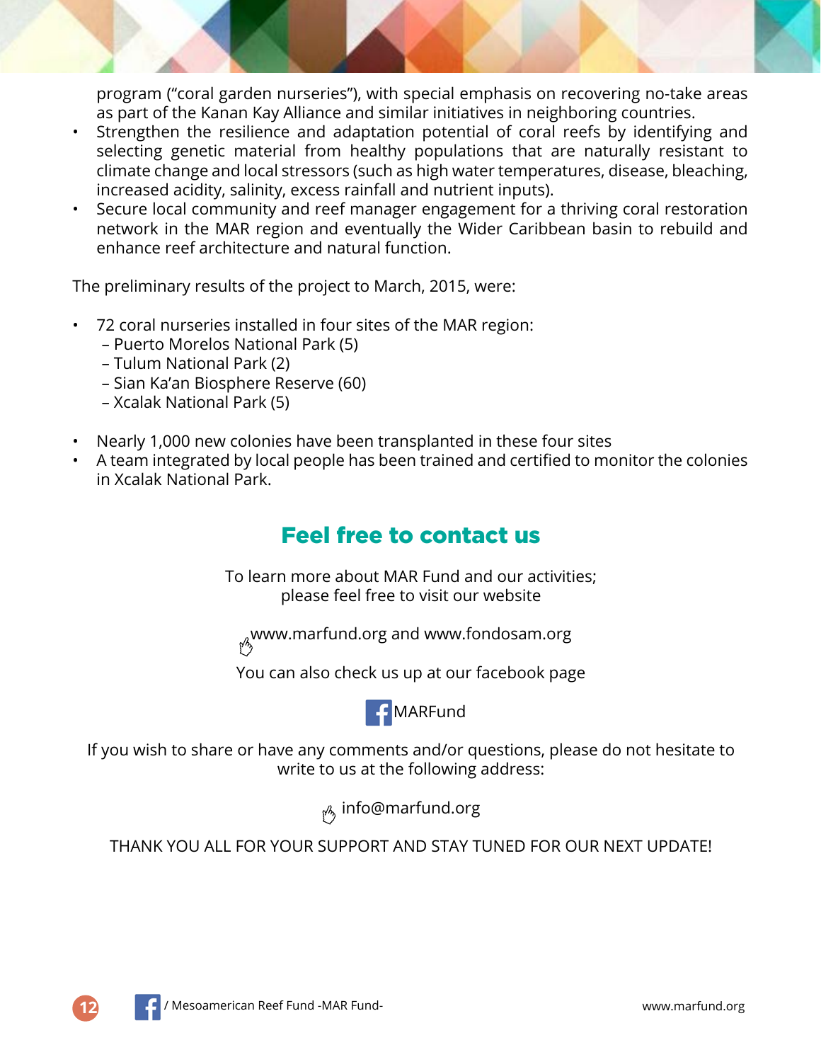program ("coral garden nurseries"), with special emphasis on recovering no-take areas as part of the Kanan Kay Alliance and similar initiatives in neighboring countries.

- Strengthen the resilience and adaptation potential of coral reefs by identifying and selecting genetic material from healthy populations that are naturally resistant to climate change and local stressors (such as high water temperatures, disease, bleaching, increased acidity, salinity, excess rainfall and nutrient inputs).
- Secure local community and reef manager engagement for a thriving coral restoration network in the MAR region and eventually the Wider Caribbean basin to rebuild and enhance reef architecture and natural function.

The preliminary results of the project to March, 2015, were:

- 72 coral nurseries installed in four sites of the MAR region:
  - – Puerto Morelos National Park (5)
  - – Tulum National Park (2)
  - – Sian Ka'an Biosphere Reserve (60)
  - – Xcalak National Park (5)

- Nearly 1,000 new colonies have been transplanted in these four sites
- A team integrated by local people has been trained and certified to monitor the colonies in Xcalak National Park.

## Feel free to contact us

To learn more about MAR Fund and our activities; please feel free to visit our website

www.marfund.org and www.fondosam.org

You can also check us up at our facebook page

MARFund

If you wish to share or have any comments and/or questions, please do not hesitate to write to us at the following address:

info@marfund.org

THANK YOU ALL FOR YOUR SUPPORT AND STAY TUNED FOR OUR NEXT UPDATE!